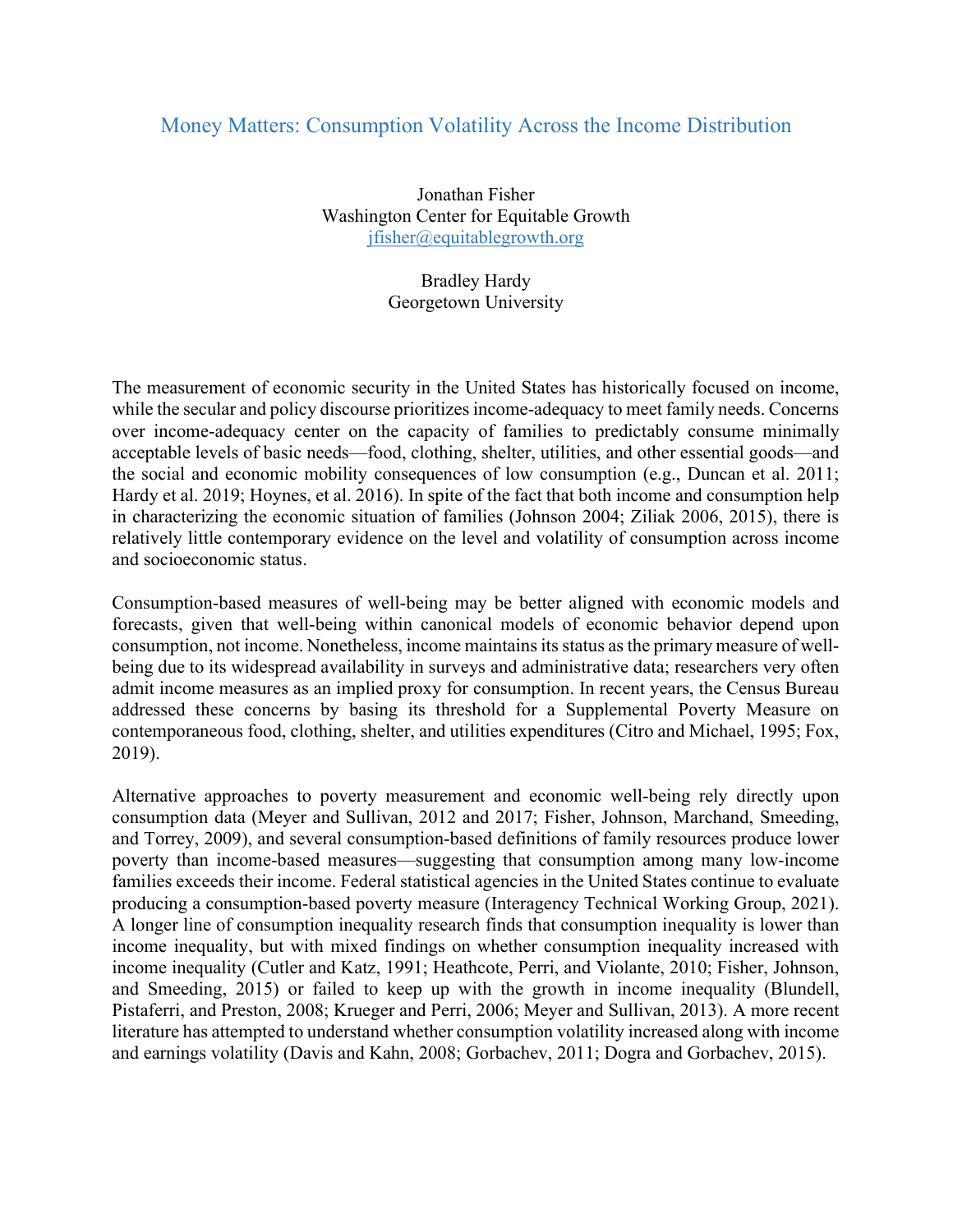# Money Matters: Consumption Volatility Across the Income Distribution

Jonathan Fisher
Washington Center for Equitable Growth
jfisher@equitablegrowth.org

Bradley Hardy
Georgetown University

The measurement of economic security in the United States has historically focused on income, while the secular and policy discourse prioritizes income-adequacy to meet family needs. Concerns over income-adequacy center on the capacity of families to predictably consume minimally acceptable levels of basic needs—food, clothing, shelter, utilities, and other essential goods—and the social and economic mobility consequences of low consumption (e.g., Duncan et al. 2011; Hardy et al. 2019; Hoynes, et al. 2016). In spite of the fact that both income and consumption help in characterizing the economic situation of families (Johnson 2004; Ziliak 2006, 2015), there is relatively little contemporary evidence on the level and volatility of consumption across income and socioeconomic status.

Consumption-based measures of well-being may be better aligned with economic models and forecasts, given that well-being within canonical models of economic behavior depend upon consumption, not income. Nonetheless, income maintains its status as the primary measure of well-being due to its widespread availability in surveys and administrative data; researchers very often admit income measures as an implied proxy for consumption. In recent years, the Census Bureau addressed these concerns by basing its threshold for a Supplemental Poverty Measure on contemporaneous food, clothing, shelter, and utilities expenditures (Citro and Michael, 1995; Fox, 2019).

Alternative approaches to poverty measurement and economic well-being rely directly upon consumption data (Meyer and Sullivan, 2012 and 2017; Fisher, Johnson, Marchand, Smeeding, and Torrey, 2009), and several consumption-based definitions of family resources produce lower poverty than income-based measures—suggesting that consumption among many low-income families exceeds their income. Federal statistical agencies in the United States continue to evaluate producing a consumption-based poverty measure (Interagency Technical Working Group, 2021). A longer line of consumption inequality research finds that consumption inequality is lower than income inequality, but with mixed findings on whether consumption inequality increased with income inequality (Cutler and Katz, 1991; Heathcote, Perri, and Violante, 2010; Fisher, Johnson, and Smeeding, 2015) or failed to keep up with the growth in income inequality (Blundell, Pistaferri, and Preston, 2008; Krueger and Perri, 2006; Meyer and Sullivan, 2013). A more recent literature has attempted to understand whether consumption volatility increased along with income and earnings volatility (Davis and Kahn, 2008; Gorbachev, 2011; Dogra and Gorbachev, 2015).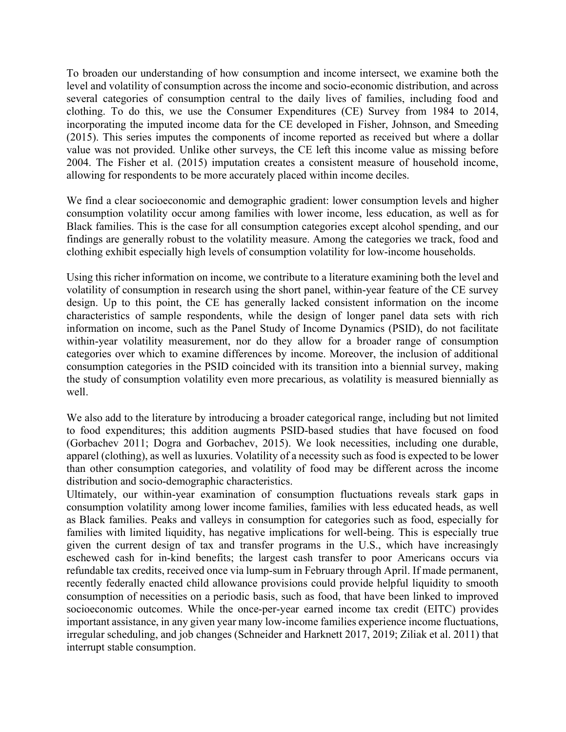To broaden our understanding of how consumption and income intersect, we examine both the level and volatility of consumption across the income and socio-economic distribution, and across several categories of consumption central to the daily lives of families, including food and clothing. To do this, we use the Consumer Expenditures (CE) Survey from 1984 to 2014, incorporating the imputed income data for the CE developed in Fisher, Johnson, and Smeeding (2015). This series imputes the components of income reported as received but where a dollar value was not provided. Unlike other surveys, the CE left this income value as missing before 2004. The Fisher et al. (2015) imputation creates a consistent measure of household income, allowing for respondents to be more accurately placed within income deciles.

We find a clear socioeconomic and demographic gradient: lower consumption levels and higher consumption volatility occur among families with lower income, less education, as well as for Black families. This is the case for all consumption categories except alcohol spending, and our findings are generally robust to the volatility measure. Among the categories we track, food and clothing exhibit especially high levels of consumption volatility for low-income households.

Using this richer information on income, we contribute to a literature examining both the level and volatility of consumption in research using the short panel, within-year feature of the CE survey design. Up to this point, the CE has generally lacked consistent information on the income characteristics of sample respondents, while the design of longer panel data sets with rich information on income, such as the Panel Study of Income Dynamics (PSID), do not facilitate within-year volatility measurement, nor do they allow for a broader range of consumption categories over which to examine differences by income. Moreover, the inclusion of additional consumption categories in the PSID coincided with its transition into a biennial survey, making the study of consumption volatility even more precarious, as volatility is measured biennially as well.

We also add to the literature by introducing a broader categorical range, including but not limited to food expenditures; this addition augments PSID-based studies that have focused on food (Gorbachev 2011; Dogra and Gorbachev, 2015). We look necessities, including one durable, apparel (clothing), as well as luxuries. Volatility of a necessity such as food is expected to be lower than other consumption categories, and volatility of food may be different across the income distribution and socio-demographic characteristics.

Ultimately, our within-year examination of consumption fluctuations reveals stark gaps in consumption volatility among lower income families, families with less educated heads, as well as Black families. Peaks and valleys in consumption for categories such as food, especially for families with limited liquidity, has negative implications for well-being. This is especially true given the current design of tax and transfer programs in the U.S., which have increasingly eschewed cash for in-kind benefits; the largest cash transfer to poor Americans occurs via refundable tax credits, received once via lump-sum in February through April. If made permanent, recently federally enacted child allowance provisions could provide helpful liquidity to smooth consumption of necessities on a periodic basis, such as food, that have been linked to improved socioeconomic outcomes. While the once-per-year earned income tax credit (EITC) provides important assistance, in any given year many low-income families experience income fluctuations, irregular scheduling, and job changes (Schneider and Harknett 2017, 2019; Ziliak et al. 2011) that interrupt stable consumption.